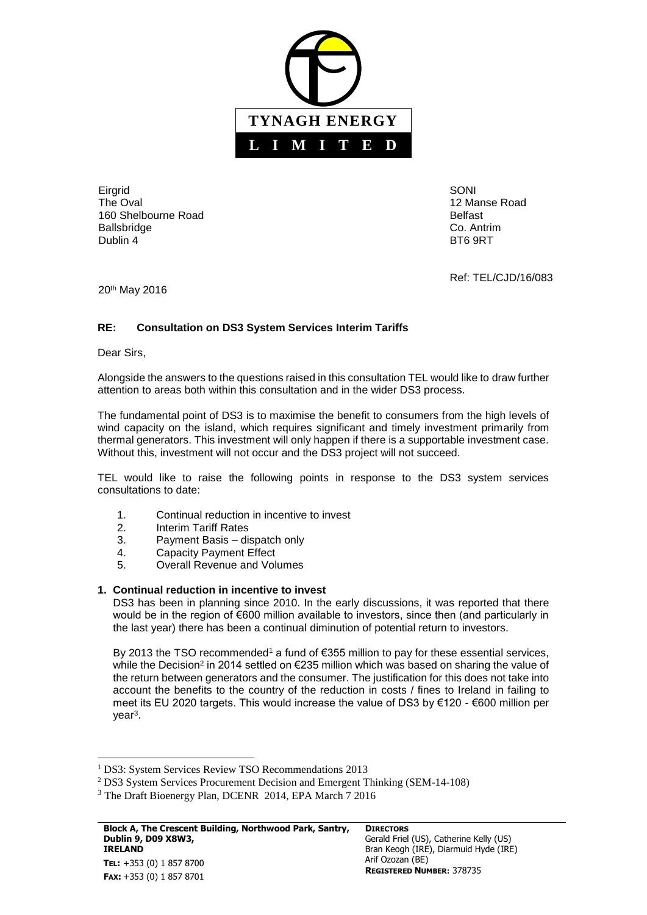**TYNAGH ENERGY**

**L I M I T E D**

Eirgrid
The Oval
160 Shelbourne Road
Ballsbridge
Dublin 4

SONI
12 Manse Road
Belfast
Co. Antrim
BT6 9RT

Ref: TEL/CJD/16/083

20th May 2016

**RE: Consultation on DS3 System Services Interim Tariffs**

Dear Sirs,

Alongside the answers to the questions raised in this consultation TEL would like to draw further attention to areas both within this consultation and in the wider DS3 process.

The fundamental point of DS3 is to maximise the benefit to consumers from the high levels of wind capacity on the island, which requires significant and timely investment primarily from thermal generators. This investment will only happen if there is a supportable investment case. Without this, investment will not occur and the DS3 project will not succeed.

TEL would like to raise the following points in response to the DS3 system services consultations to date:

1. Continual reduction in incentive to invest
2. Interim Tariff Rates
3. Payment Basis – dispatch only
4. Capacity Payment Effect
5. Overall Revenue and Volumes

**1. Continual reduction in incentive to invest**

DS3 has been in planning since 2010. In the early discussions, it was reported that there would be in the region of €600 million available to investors, since then (and particularly in the last year) there has been a continual diminution of potential return to investors.

By 2013 the TSO recommended[1] a fund of €355 million to pay for these essential services, while the Decision[2] in 2014 settled on €235 million which was based on sharing the value of the return between generators and the consumer. The justification for this does not take into account the benefits to the country of the reduction in costs / fines to Ireland in failing to meet its EU 2020 targets. This would increase the value of DS3 by €120 - €600 million per year[3].

---

[1] DS3: System Services Review TSO Recommendations 2013

[2] DS3 System Services Procurement Decision and Emergent Thinking (SEM-14-108)

[3] The Draft Bioenergy Plan, DCENR 2014, EPA March 7 2016

**Block A, The Crescent Building, Northwood Park, Santry, Dublin 9, D09 X8W3, IRELAND**
**TEL:** +353 (0) 1 857 8700
**FAX:** +353 (0) 1 857 8701

**DIRECTORS**
Gerald Friel (US), Catherine Kelly (US)
Bran Keogh (IRE), Diarmuid Hyde (IRE)
Arif Ozozan (BE)
**REGISTERED NUMBER**: 378735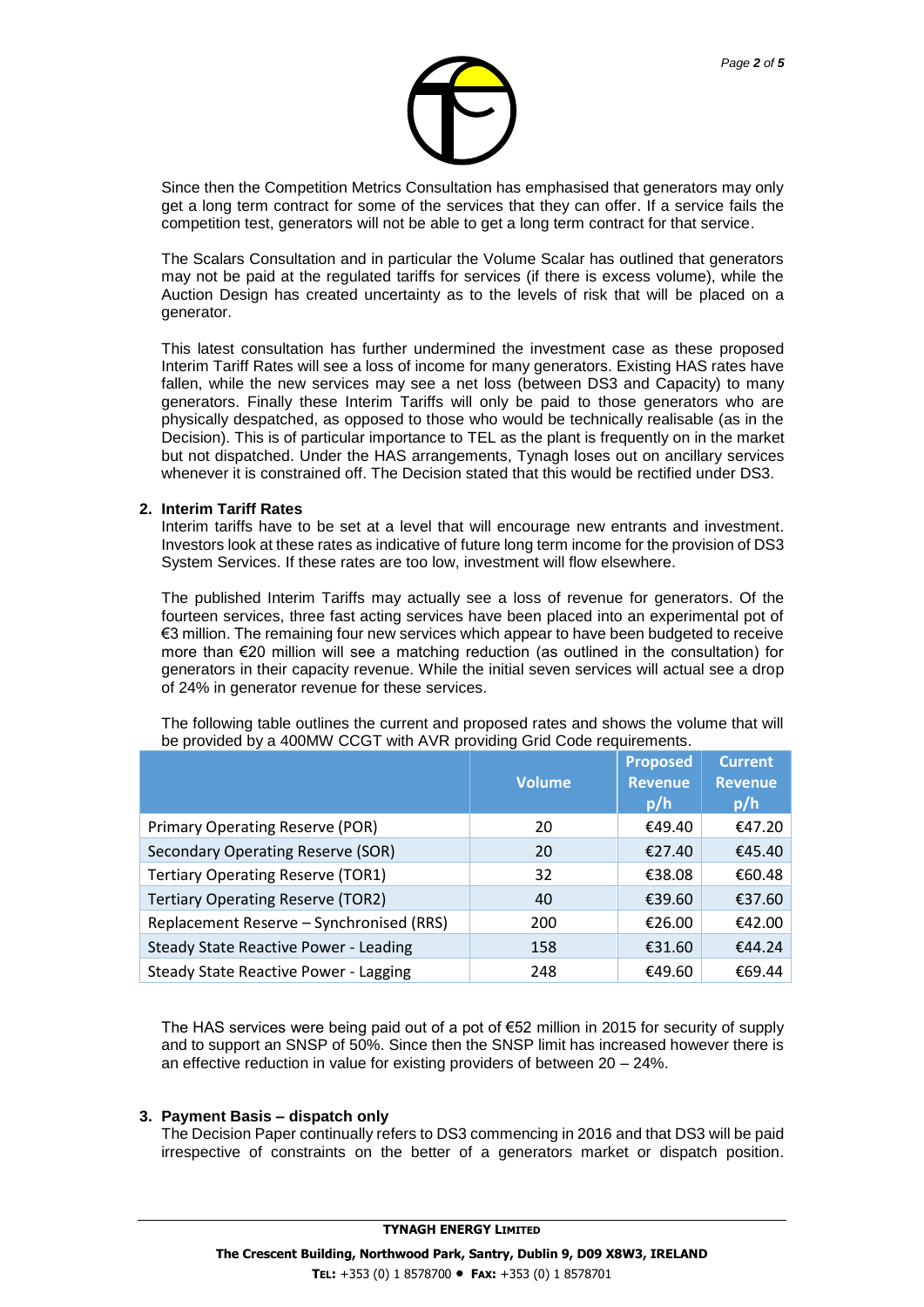Since then the Competition Metrics Consultation has emphasised that generators may only get a long term contract for some of the services that they can offer. If a service fails the competition test, generators will not be able to get a long term contract for that service.

The Scalars Consultation and in particular the Volume Scalar has outlined that generators may not be paid at the regulated tariffs for services (if there is excess volume), while the Auction Design has created uncertainty as to the levels of risk that will be placed on a generator.

This latest consultation has further undermined the investment case as these proposed Interim Tariff Rates will see a loss of income for many generators. Existing HAS rates have fallen, while the new services may see a net loss (between DS3 and Capacity) to many generators. Finally these Interim Tariffs will only be paid to those generators who are physically despatched, as opposed to those who would be technically realisable (as in the Decision). This is of particular importance to TEL as the plant is frequently on in the market but not dispatched. Under the HAS arrangements, Tynagh loses out on ancillary services whenever it is constrained off. The Decision stated that this would be rectified under DS3.

## 2. Interim Tariff Rates

Interim tariffs have to be set at a level that will encourage new entrants and investment. Investors look at these rates as indicative of future long term income for the provision of DS3 System Services. If these rates are too low, investment will flow elsewhere.

The published Interim Tariffs may actually see a loss of revenue for generators. Of the fourteen services, three fast acting services have been placed into an experimental pot of €3 million. The remaining four new services which appear to have been budgeted to receive more than €20 million will see a matching reduction (as outlined in the consultation) for generators in their capacity revenue. While the initial seven services will actual see a drop of 24% in generator revenue for these services.

The following table outlines the current and proposed rates and shows the volume that will be provided by a 400MW CCGT with AVR providing Grid Code requirements.

| | Volume | Proposed Revenue p/h | Current Revenue p/h |
|---|---|---|---|
| Primary Operating Reserve (POR) | 20 | €49.40 | €47.20 |
| Secondary Operating Reserve (SOR) | 20 | €27.40 | €45.40 |
| Tertiary Operating Reserve (TOR1) | 32 | €38.08 | €60.48 |
| Tertiary Operating Reserve (TOR2) | 40 | €39.60 | €37.60 |
| Replacement Reserve – Synchronised (RRS) | 200 | €26.00 | €42.00 |
| Steady State Reactive Power - Leading | 158 | €31.60 | €44.24 |
| Steady State Reactive Power - Lagging | 248 | €49.60 | €69.44 |

The HAS services were being paid out of a pot of €52 million in 2015 for security of supply and to support an SNSP of 50%. Since then the SNSP limit has increased however there is an effective reduction in value for existing providers of between 20 – 24%.

## 3. Payment Basis – dispatch only

The Decision Paper continually refers to DS3 commencing in 2016 and that DS3 will be paid irrespective of constraints on the better of a generators market or dispatch position.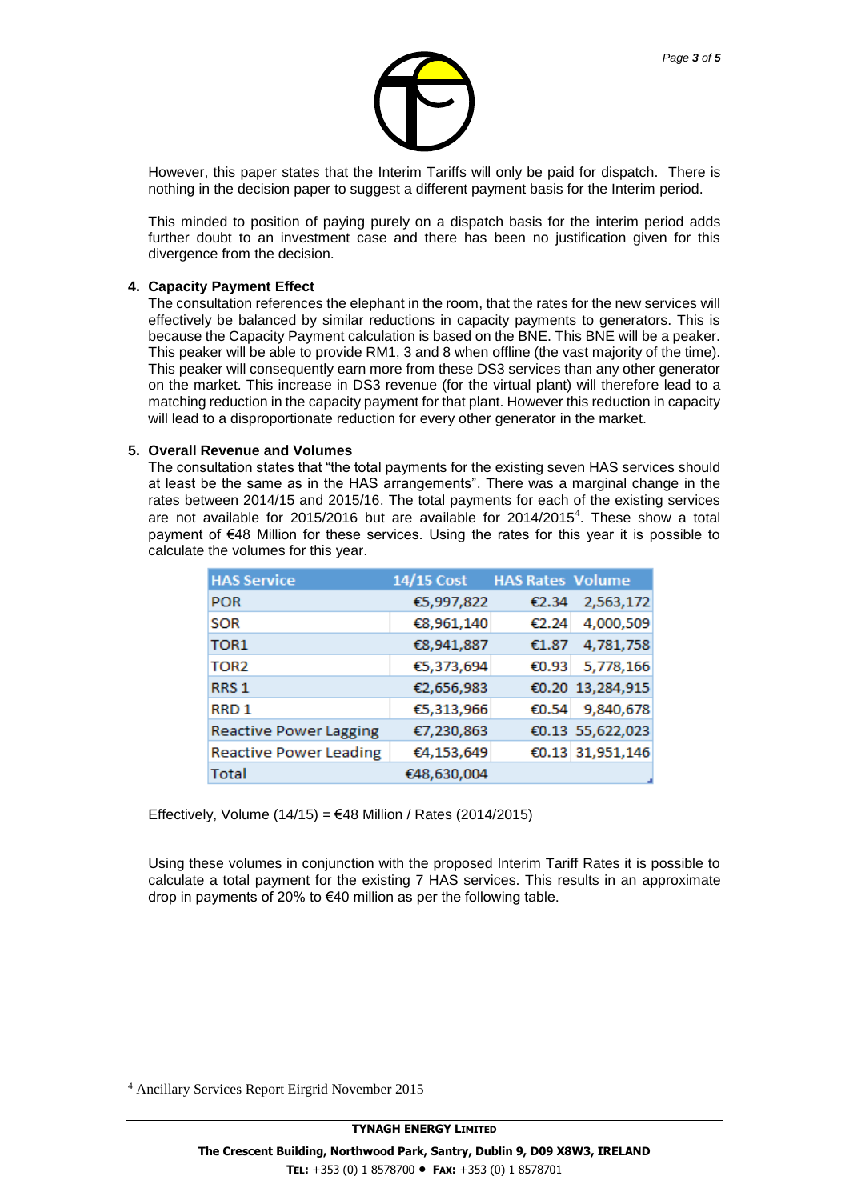However, this paper states that the Interim Tariffs will only be paid for dispatch. There is nothing in the decision paper to suggest a different payment basis for the Interim period.

This minded to position of paying purely on a dispatch basis for the interim period adds further doubt to an investment case and there has been no justification given for this divergence from the decision.

4. **Capacity Payment Effect**

The consultation references the elephant in the room, that the rates for the new services will effectively be balanced by similar reductions in capacity payments to generators. This is because the Capacity Payment calculation is based on the BNE. This BNE will be a peaker. This peaker will be able to provide RM1, 3 and 8 when offline (the vast majority of the time). This peaker will consequently earn more from these DS3 services than any other generator on the market. This increase in DS3 revenue (for the virtual plant) will therefore lead to a matching reduction in the capacity payment for that plant. However this reduction in capacity will lead to a disproportionate reduction for every other generator in the market.

5. **Overall Revenue and Volumes**

The consultation states that "the total payments for the existing seven HAS services should at least be the same as in the HAS arrangements". There was a marginal change in the rates between 2014/15 and 2015/16. The total payments for each of the existing services are not available for 2015/2016 but are available for 2014/2015[4]. These show a total payment of €48 Million for these services. Using the rates for this year it is possible to calculate the volumes for this year.

| HAS Service | 14/15 Cost | HAS Rates | Volume |
|---|---|---|---|
| POR | €5,997,822 | €2.34 | 2,563,172 |
| SOR | €8,961,140 | €2.24 | 4,000,509 |
| TOR1 | €8,941,887 | €1.87 | 4,781,758 |
| TOR2 | €5,373,694 | €0.93 | 5,778,166 |
| RRS 1 | €2,656,983 | €0.20 | 13,284,915 |
| RRD 1 | €5,313,966 | €0.54 | 9,840,678 |
| Reactive Power Lagging | €7,230,863 | €0.13 | 55,622,023 |
| Reactive Power Leading | €4,153,649 | €0.13 | 31,951,146 |
| Total | €48,630,004 | | |

Effectively, Volume (14/15) = €48 Million / Rates (2014/2015)

Using these volumes in conjunction with the proposed Interim Tariff Rates it is possible to calculate a total payment for the existing 7 HAS services. This results in an approximate drop in payments of 20% to €40 million as per the following table.

[4] Ancillary Services Report Eirgrid November 2015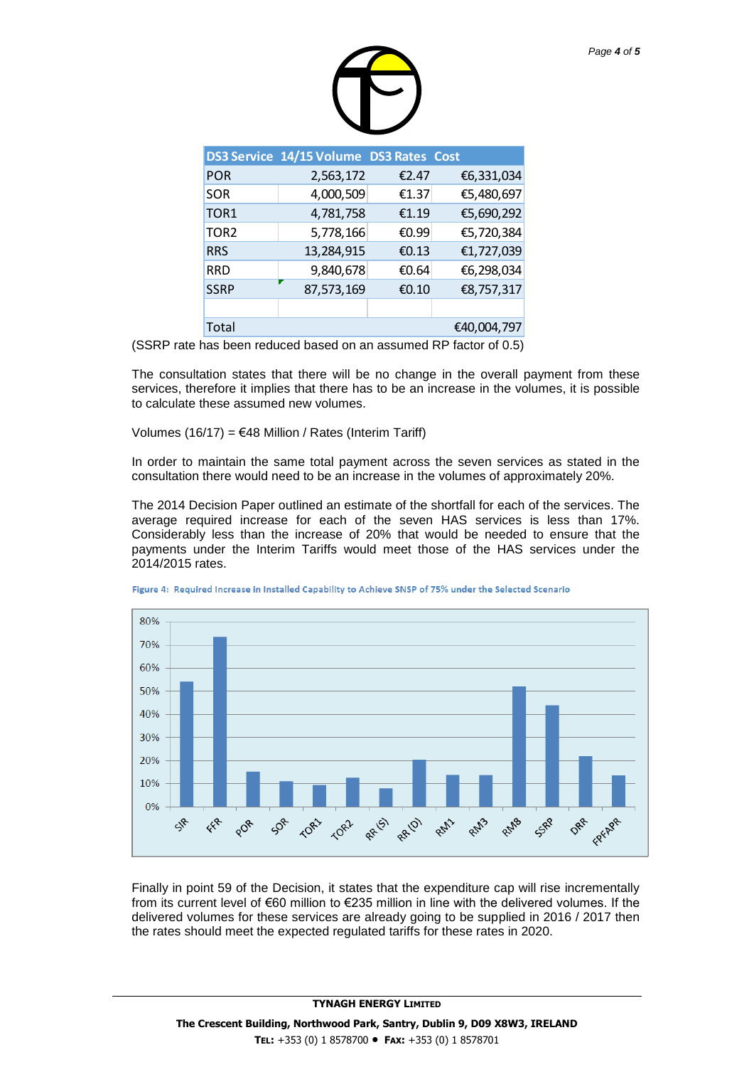| DS3 Service | 14/15 Volume | DS3 Rates | Cost |
|---|---|---|---|
| POR | 2,563,172 | €2.47 | €6,331,034 |
| SOR | 4,000,509 | €1.37 | €5,480,697 |
| TOR1 | 4,781,758 | €1.19 | €5,690,292 |
| TOR2 | 5,778,166 | €0.99 | €5,720,384 |
| RRS | 13,284,915 | €0.13 | €1,727,039 |
| RRD | 9,840,678 | €0.64 | €6,298,034 |
| SSRP | 87,573,169 | €0.10 | €8,757,317 |
| | | | |
| Total | | | €40,004,797 |

(SSRP rate has been reduced based on an assumed RP factor of 0.5)

The consultation states that there will be no change in the overall payment from these services, therefore it implies that there has to be an increase in the volumes, it is possible to calculate these assumed new volumes.

Volumes (16/17) = €48 Million / Rates (Interim Tariff)

In order to maintain the same total payment across the seven services as stated in the consultation there would need to be an increase in the volumes of approximately 20%.

The 2014 Decision Paper outlined an estimate of the shortfall for each of the services. The average required increase for each of the seven HAS services is less than 17%. Considerably less than the increase of 20% that would be needed to ensure that the payments under the Interim Tariffs would meet those of the HAS services under the 2014/2015 rates.

Figure 4: Required Increase in Installed Capability to Achieve SNSP of 75% under the Selected Scenario

| Service | Required Increase (approx.) |
|---|---|
| SIR | 54% |
| FFR | 73% |
| POR | 15% |
| SOR | 11% |
| TOR1 | 9% |
| TOR2 | 12% |
| RR (S) | 8% |
| RR (D) | 20% |
| RM1 | 14% |
| RM3 | 14% |
| RM8 | 52% |
| SSRP | 44% |
| DRR | 22% |
| FPFAPR | 13% |

Finally in point 59 of the Decision, it states that the expenditure cap will rise incrementally from its current level of €60 million to €235 million in line with the delivered volumes. If the delivered volumes for these services are already going to be supplied in 2016 / 2017 then the rates should meet the expected regulated tariffs for these rates in 2020.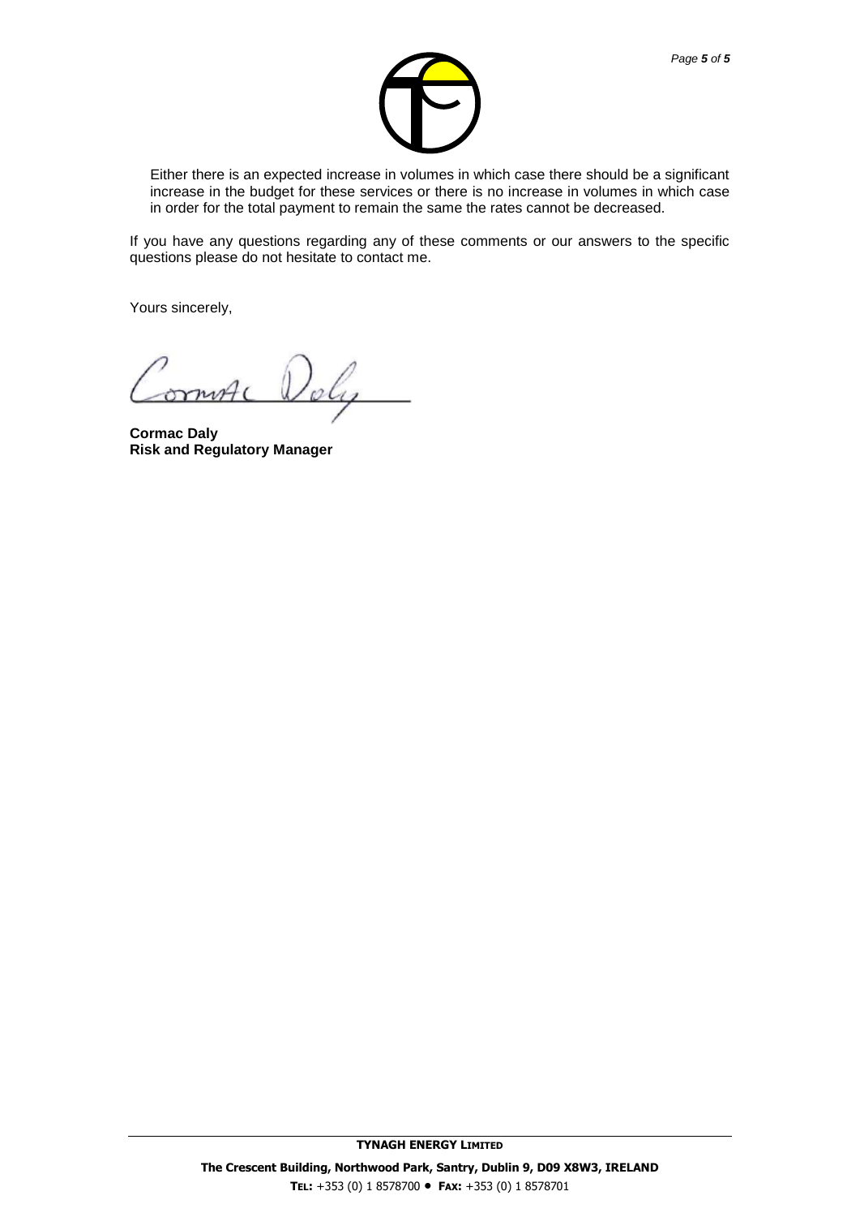Either there is an expected increase in volumes in which case there should be a significant increase in the budget for these services or there is no increase in volumes in which case in order for the total payment to remain the same the rates cannot be decreased.

If you have any questions regarding any of these comments or our answers to the specific questions please do not hesitate to contact me.

Yours sincerely,

**Cormac Daly**
**Risk and Regulatory Manager**

**TYNAGH ENERGY LIMITED**

**The Crescent Building, Northwood Park, Santry, Dublin 9, D09 X8W3, IRELAND**

**TEL:** +353 (0) 1 8578700 • **FAX:** +353 (0) 1 8578701